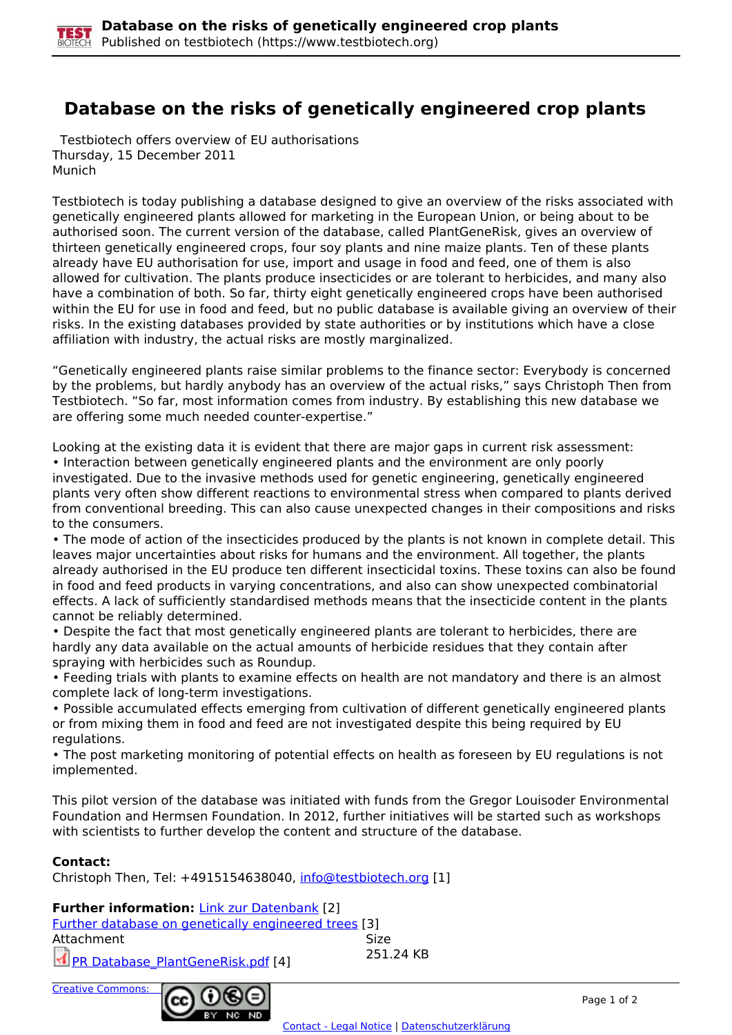# Database on the risks of genetically engineered crop plants

Testbiotech offers overview of EU authorisations
Thursday, 15 December 2011
Munich

Testbiotech is today publishing a database designed to give an overview of the risks associated with genetically engineered plants allowed for marketing in the European Union, or being about to be authorised soon. The current version of the database, called PlantGeneRisk, gives an overview of thirteen genetically engineered crops, four soy plants and nine maize plants. Ten of these plants already have EU authorisation for use, import and usage in food and feed, one of them is also allowed for cultivation. The plants produce insecticides or are tolerant to herbicides, and many also have a combination of both. So far, thirty eight genetically engineered crops have been authorised within the EU for use in food and feed, but no public database is available giving an overview of their risks. In the existing databases provided by state authorities or by institutions which have a close affiliation with industry, the actual risks are mostly marginalized.

"Genetically engineered plants raise similar problems to the finance sector: Everybody is concerned by the problems, but hardly anybody has an overview of the actual risks," says Christoph Then from Testbiotech. "So far, most information comes from industry. By establishing this new database we are offering some much needed counter-expertise."

Looking at the existing data it is evident that there are major gaps in current risk assessment:

- Interaction between genetically engineered plants and the environment are only poorly investigated. Due to the invasive methods used for genetic engineering, genetically engineered plants very often show different reactions to environmental stress when compared to plants derived from conventional breeding. This can also cause unexpected changes in their compositions and risks to the consumers.
- The mode of action of the insecticides produced by the plants is not known in complete detail. This leaves major uncertainties about risks for humans and the environment. All together, the plants already authorised in the EU produce ten different insecticidal toxins. These toxins can also be found in food and feed products in varying concentrations, and also can show unexpected combinatorial effects. A lack of sufficiently standardised methods means that the insecticide content in the plants cannot be reliably determined.
- Despite the fact that most genetically engineered plants are tolerant to herbicides, there are hardly any data available on the actual amounts of herbicide residues that they contain after spraying with herbicides such as Roundup.
- Feeding trials with plants to examine effects on health are not mandatory and there is an almost complete lack of long-term investigations.
- Possible accumulated effects emerging from cultivation of different genetically engineered plants or from mixing them in food and feed are not investigated despite this being required by EU regulations.
- The post marketing monitoring of potential effects on health as foreseen by EU regulations is not implemented.

This pilot version of the database was initiated with funds from the Gregor Louisoder Environmental Foundation and Hermsen Foundation. In 2012, further initiatives will be started such as workshops with scientists to further develop the content and structure of the database.

**Contact:**
Christoph Then, Tel: +4915154638040, info@testbiotech.org [1]

**Further information:** Link zur Datenbank [2]
Further database on genetically engineered trees [3]

| Attachment | Size |
| --- | --- |
| PR Database_PlantGeneRisk.pdf [4] | 251.24 KB |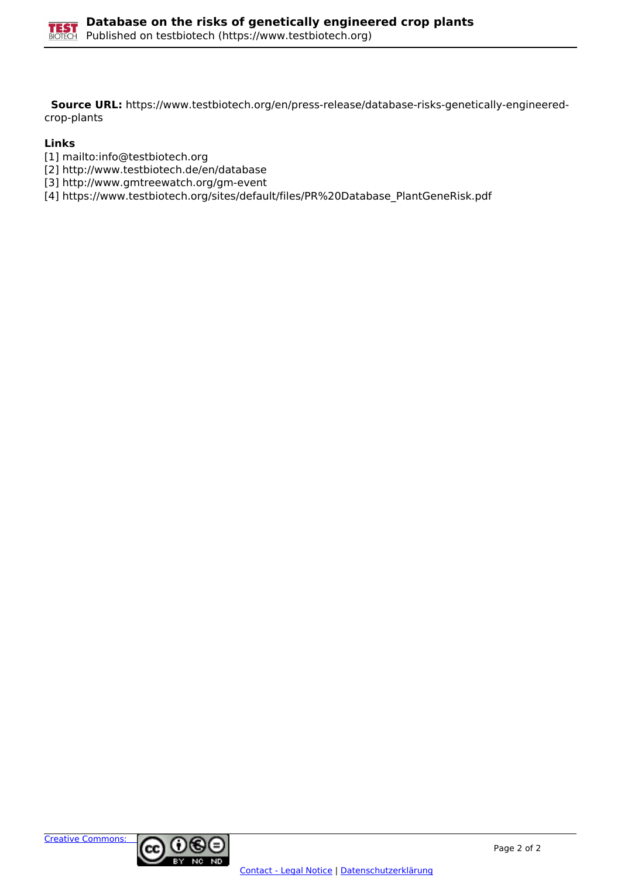**Source URL:** https://www.testbiotech.org/en/press-release/database-risks-genetically-engineered-crop-plants

**Links**

[1] mailto:info@testbiotech.org
[2] http://www.testbiotech.de/en/database
[3] http://www.gmtreewatch.org/gm-event
[4] https://www.testbiotech.org/sites/default/files/PR%20Database_PlantGeneRisk.pdf